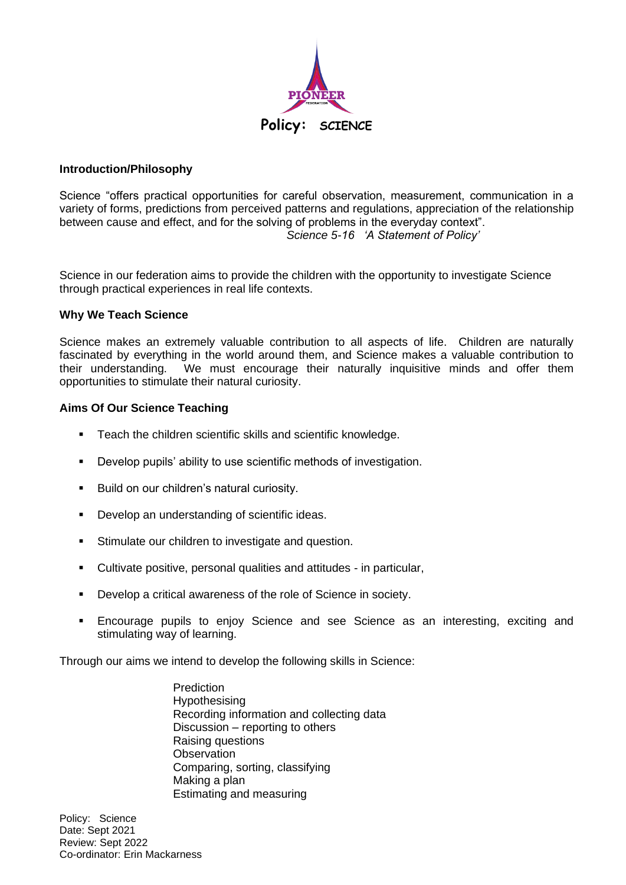PIONEER FEDERATION

# Policy: SCIENCE

### Introduction/Philosophy

Science "offers practical opportunities for careful observation, measurement, communication in a variety of forms, predictions from perceived patterns and regulations, appreciation of the relationship between cause and effect, and for the solving of problems in the everyday context".

*Science 5-16 'A Statement of Policy'*

Science in our federation aims to provide the children with the opportunity to investigate Science through practical experiences in real life contexts.

### Why We Teach Science

Science makes an extremely valuable contribution to all aspects of life. Children are naturally fascinated by everything in the world around them, and Science makes a valuable contribution to their understanding. We must encourage their naturally inquisitive minds and offer them opportunities to stimulate their natural curiosity.

### Aims Of Our Science Teaching

- Teach the children scientific skills and scientific knowledge.
- Develop pupils' ability to use scientific methods of investigation.
- Build on our children's natural curiosity.
- Develop an understanding of scientific ideas.
- Stimulate our children to investigate and question.
- Cultivate positive, personal qualities and attitudes - in particular,
- Develop a critical awareness of the role of Science in society.
- Encourage pupils to enjoy Science and see Science as an interesting, exciting and stimulating way of learning.

Through our aims we intend to develop the following skills in Science:

Prediction
Hypothesising
Recording information and collecting data
Discussion – reporting to others
Raising questions
Observation
Comparing, sorting, classifying
Making a plan
Estimating and measuring

Policy: Science
Date: Sept 2021
Review: Sept 2022
Co-ordinator: Erin Mackarness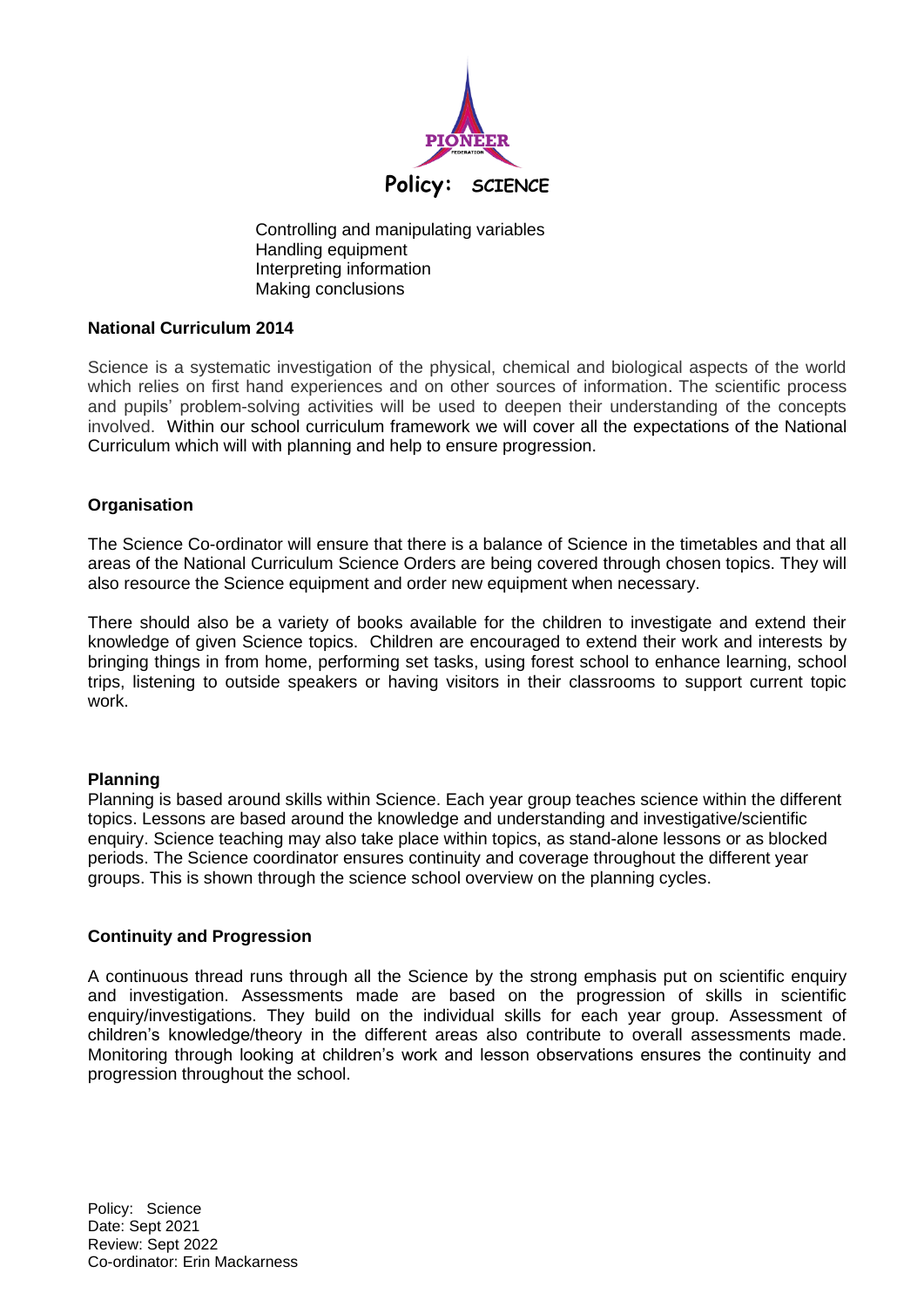Controlling and manipulating variables
Handling equipment
Interpreting information
Making conclusions

**National Curriculum 2014**

Science is a systematic investigation of the physical, chemical and biological aspects of the world which relies on first hand experiences and on other sources of information. The scientific process and pupils' problem-solving activities will be used to deepen their understanding of the concepts involved. Within our school curriculum framework we will cover all the expectations of the National Curriculum which will with planning and help to ensure progression.

**Organisation**

The Science Co-ordinator will ensure that there is a balance of Science in the timetables and that all areas of the National Curriculum Science Orders are being covered through chosen topics. They will also resource the Science equipment and order new equipment when necessary.

There should also be a variety of books available for the children to investigate and extend their knowledge of given Science topics. Children are encouraged to extend their work and interests by bringing things in from home, performing set tasks, using forest school to enhance learning, school trips, listening to outside speakers or having visitors in their classrooms to support current topic work.

**Planning**

Planning is based around skills within Science. Each year group teaches science within the different topics. Lessons are based around the knowledge and understanding and investigative/scientific enquiry. Science teaching may also take place within topics, as stand-alone lessons or as blocked periods. The Science coordinator ensures continuity and coverage throughout the different year groups. This is shown through the science school overview on the planning cycles.

**Continuity and Progression**

A continuous thread runs through all the Science by the strong emphasis put on scientific enquiry and investigation. Assessments made are based on the progression of skills in scientific enquiry/investigations. They build on the individual skills for each year group. Assessment of children's knowledge/theory in the different areas also contribute to overall assessments made. Monitoring through looking at children's work and lesson observations ensures the continuity and progression throughout the school.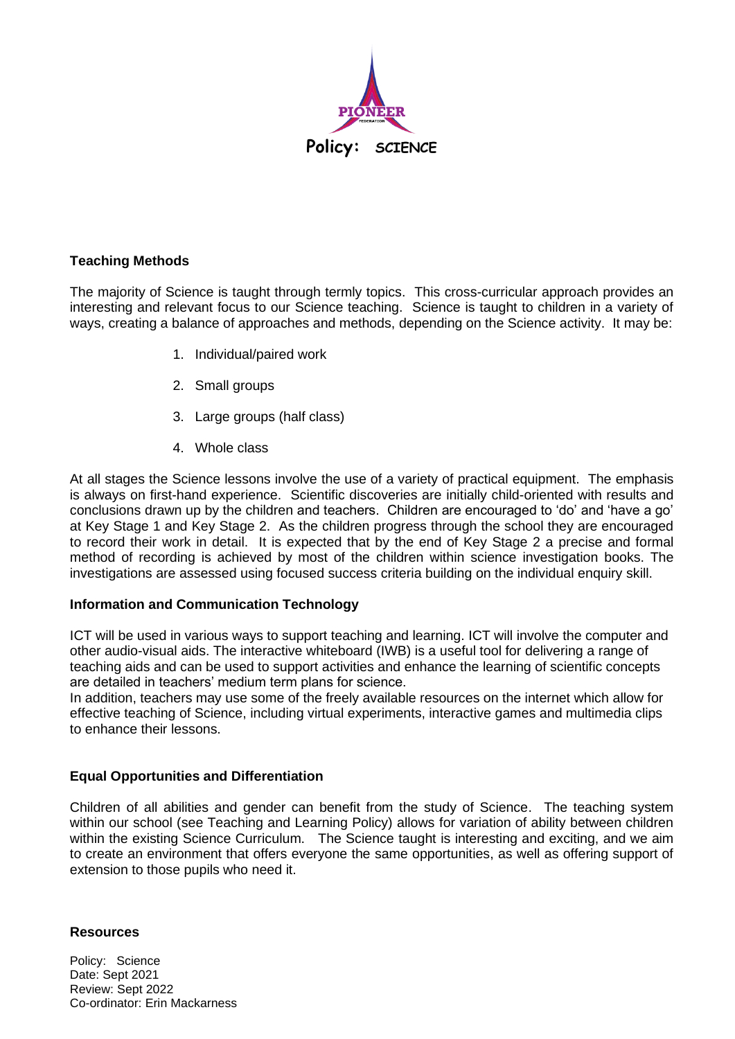Policy: SCIENCE

**Teaching Methods**

The majority of Science is taught through termly topics. This cross-curricular approach provides an interesting and relevant focus to our Science teaching. Science is taught to children in a variety of ways, creating a balance of approaches and methods, depending on the Science activity. It may be:

1. Individual/paired work
2. Small groups
3. Large groups (half class)
4. Whole class

At all stages the Science lessons involve the use of a variety of practical equipment. The emphasis is always on first-hand experience. Scientific discoveries are initially child-oriented with results and conclusions drawn up by the children and teachers. Children are encouraged to 'do' and 'have a go' at Key Stage 1 and Key Stage 2. As the children progress through the school they are encouraged to record their work in detail. It is expected that by the end of Key Stage 2 a precise and formal method of recording is achieved by most of the children within science investigation books. The investigations are assessed using focused success criteria building on the individual enquiry skill.

**Information and Communication Technology**

ICT will be used in various ways to support teaching and learning. ICT will involve the computer and other audio-visual aids. The interactive whiteboard (IWB) is a useful tool for delivering a range of teaching aids and can be used to support activities and enhance the learning of scientific concepts are detailed in teachers' medium term plans for science.
In addition, teachers may use some of the freely available resources on the internet which allow for effective teaching of Science, including virtual experiments, interactive games and multimedia clips to enhance their lessons.

**Equal Opportunities and Differentiation**

Children of all abilities and gender can benefit from the study of Science. The teaching system within our school (see Teaching and Learning Policy) allows for variation of ability between children within the existing Science Curriculum. The Science taught is interesting and exciting, and we aim to create an environment that offers everyone the same opportunities, as well as offering support of extension to those pupils who need it.

**Resources**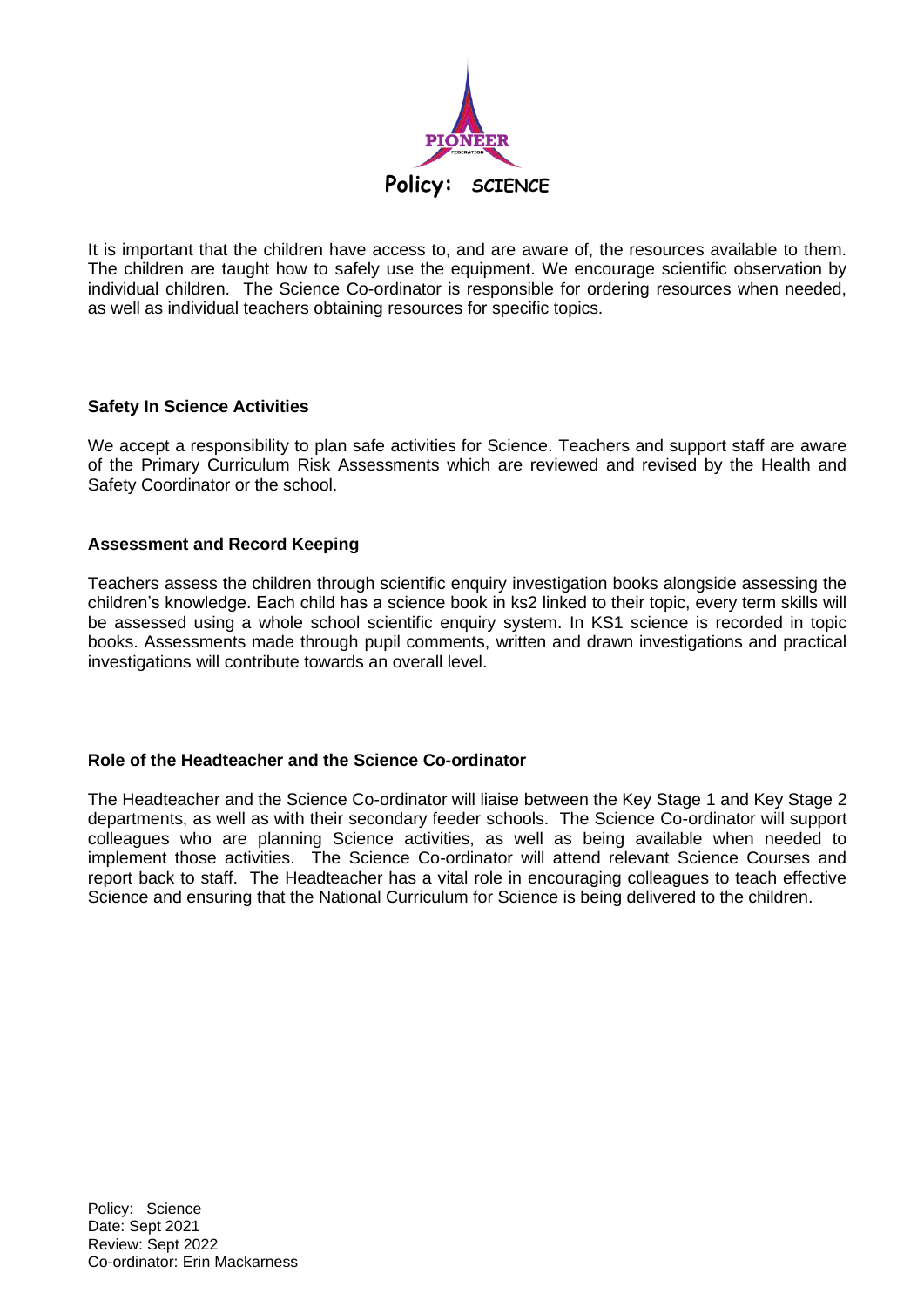Policy: SCIENCE

It is important that the children have access to, and are aware of, the resources available to them. The children are taught how to safely use the equipment. We encourage scientific observation by individual children. The Science Co-ordinator is responsible for ordering resources when needed, as well as individual teachers obtaining resources for specific topics.

**Safety In Science Activities**

We accept a responsibility to plan safe activities for Science. Teachers and support staff are aware of the Primary Curriculum Risk Assessments which are reviewed and revised by the Health and Safety Coordinator or the school.

**Assessment and Record Keeping**

Teachers assess the children through scientific enquiry investigation books alongside assessing the children's knowledge. Each child has a science book in ks2 linked to their topic, every term skills will be assessed using a whole school scientific enquiry system. In KS1 science is recorded in topic books. Assessments made through pupil comments, written and drawn investigations and practical investigations will contribute towards an overall level.

**Role of the Headteacher and the Science Co-ordinator**

The Headteacher and the Science Co-ordinator will liaise between the Key Stage 1 and Key Stage 2 departments, as well as with their secondary feeder schools. The Science Co-ordinator will support colleagues who are planning Science activities, as well as being available when needed to implement those activities. The Science Co-ordinator will attend relevant Science Courses and report back to staff. The Headteacher has a vital role in encouraging colleagues to teach effective Science and ensuring that the National Curriculum for Science is being delivered to the children.

Policy: Science
Date: Sept 2021
Review: Sept 2022
Co-ordinator: Erin Mackarness